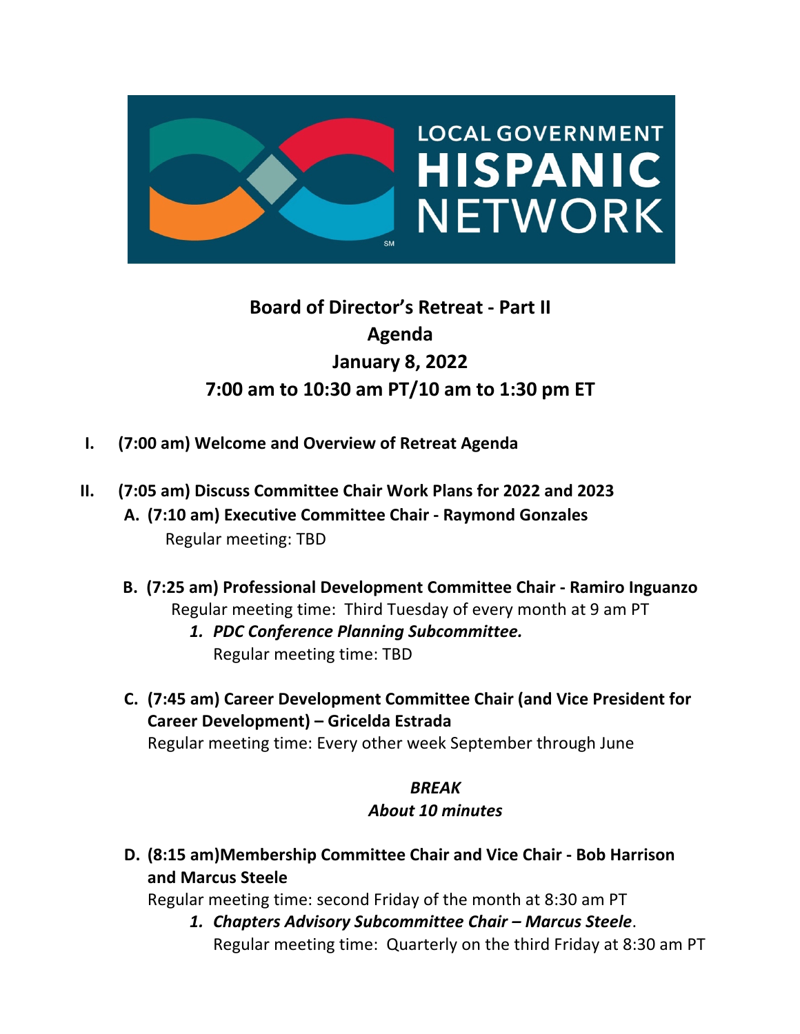LOCAL GOVERNMENT **HISPANIC** NETWORK

# Board of Director's Retreat - Part II
## Agenda
## January 8, 2022
## 7:00 am to 10:30 am PT/10 am to 1:30 pm ET

**I. (7:00 am) Welcome and Overview of Retreat Agenda**

**II. (7:05 am) Discuss Committee Chair Work Plans for 2022 and 2023**

**A. (7:10 am) Executive Committee Chair - Raymond Gonzales**
Regular meeting: TBD

**B. (7:25 am) Professional Development Committee Chair - Ramiro Inguanzo**
Regular meeting time: Third Tuesday of every month at 9 am PT

***1. PDC Conference Planning Subcommittee.***
Regular meeting time: TBD

**C. (7:45 am) Career Development Committee Chair (and Vice President for Career Development) – Gricelda Estrada**
Regular meeting time: Every other week September through June

***BREAK***
***About 10 minutes***

**D. (8:15 am)Membership Committee Chair and Vice Chair - Bob Harrison and Marcus Steele**
Regular meeting time: second Friday of the month at 8:30 am PT

***1. Chapters Advisory Subcommittee Chair – Marcus Steele***.
Regular meeting time: Quarterly on the third Friday at 8:30 am PT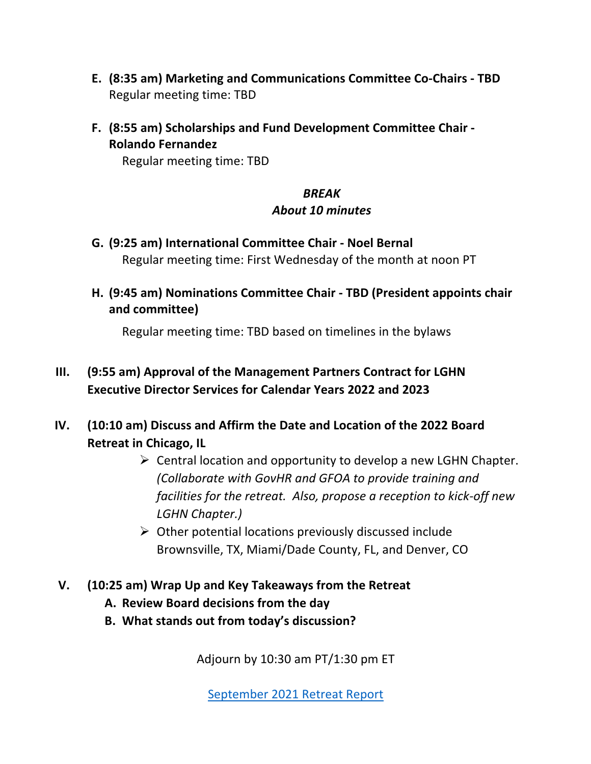E. **(8:35 am) Marketing and Communications Committee Co-Chairs - TBD**
   Regular meeting time: TBD

F. **(8:55 am) Scholarships and Fund Development Committee Chair - Rolando Fernandez**
   Regular meeting time: TBD

***BREAK***
***About 10 minutes***

G. **(9:25 am) International Committee Chair - Noel Bernal**
   Regular meeting time: First Wednesday of the month at noon PT

H. **(9:45 am) Nominations Committee Chair - TBD (President appoints chair and committee)**

   Regular meeting time: TBD based on timelines in the bylaws

III. **(9:55 am) Approval of the Management Partners Contract for LGHN Executive Director Services for Calendar Years 2022 and 2023**

IV. **(10:10 am) Discuss and Affirm the Date and Location of the 2022 Board Retreat in Chicago, IL**
   - Central location and opportunity to develop a new LGHN Chapter. *(Collaborate with GovHR and GFOA to provide training and facilities for the retreat. Also, propose a reception to kick-off new LGHN Chapter.)*
   - Other potential locations previously discussed include Brownsville, TX, Miami/Dade County, FL, and Denver, CO

V. **(10:25 am) Wrap Up and Key Takeaways from the Retreat**
   A. **Review Board decisions from the day**
   B. **What stands out from today's discussion?**

Adjourn by 10:30 am PT/1:30 pm ET

September 2021 Retreat Report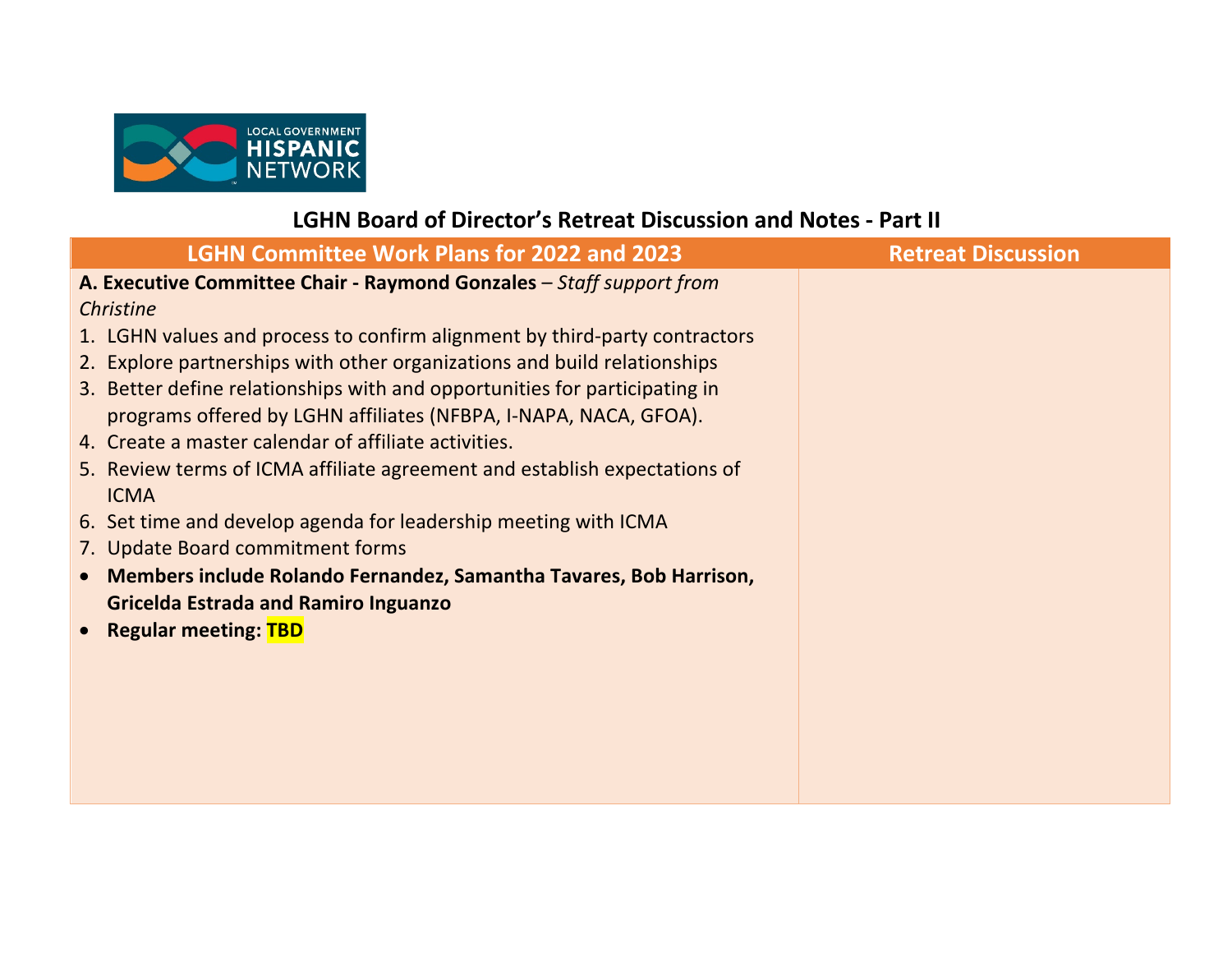## LGHN Board of Director's Retreat Discussion and Notes - Part II

| LGHN Committee Work Plans for 2022 and 2023 | Retreat Discussion |
|---|---|
| **A. Executive Committee Chair - Raymond Gonzales** – *Staff support from Christine*<br>1. LGHN values and process to confirm alignment by third-party contractors<br>2. Explore partnerships with other organizations and build relationships<br>3. Better define relationships with and opportunities for participating in programs offered by LGHN affiliates (NFBPA, I-NAPA, NACA, GFOA).<br>4. Create a master calendar of affiliate activities.<br>5. Review terms of ICMA affiliate agreement and establish expectations of ICMA<br>6. Set time and develop agenda for leadership meeting with ICMA<br>7. Update Board commitment forms<br>• **Members include Rolando Fernandez, Samantha Tavares, Bob Harrison, Gricelda Estrada and Ramiro Inguanzo**<br>• **Regular meeting: TBD** | |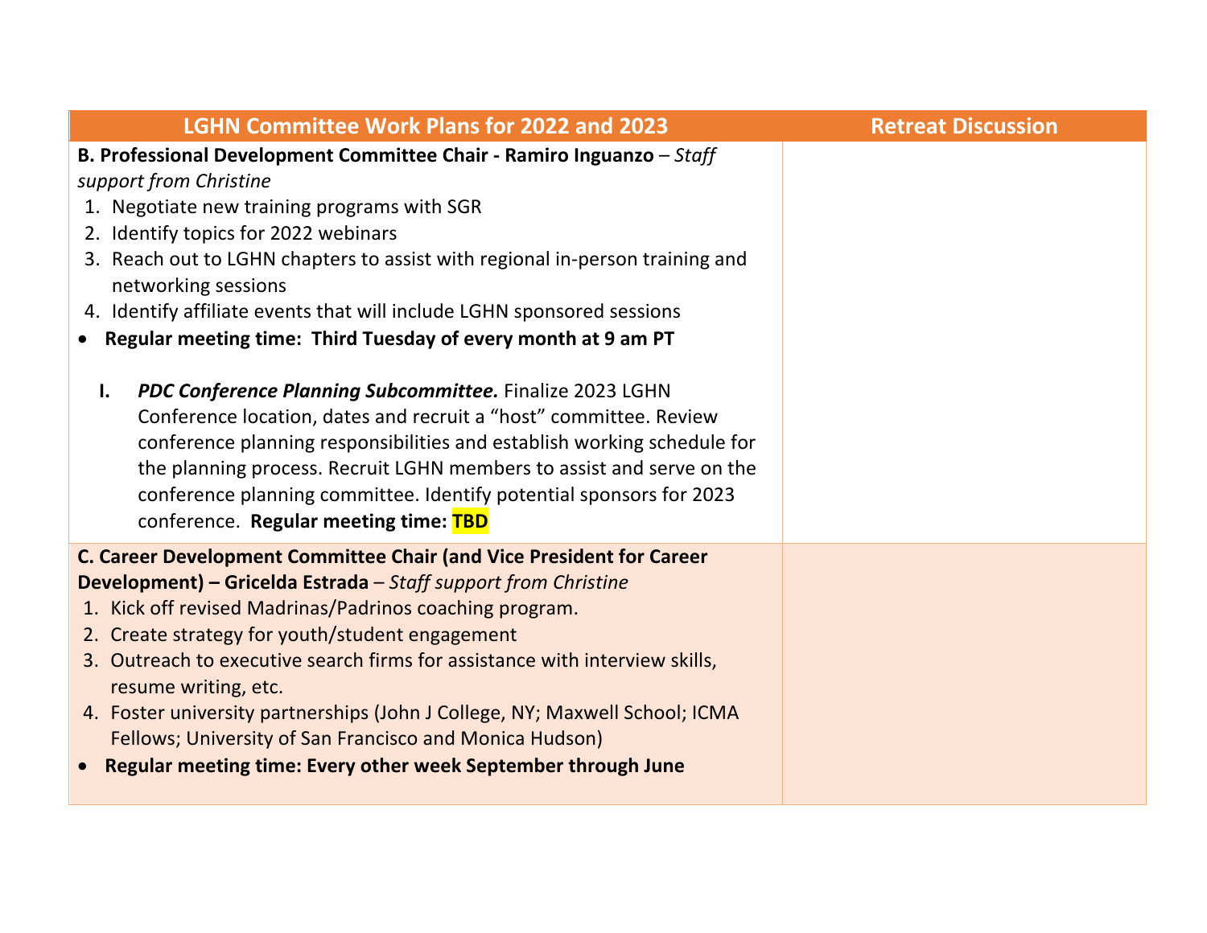| LGHN Committee Work Plans for 2022 and 2023 | Retreat Discussion |
|---|---|
| **B. Professional Development Committee Chair - Ramiro Inguanzo** – *Staff support from Christine*<br>1. Negotiate new training programs with SGR<br>2. Identify topics for 2022 webinars<br>3. Reach out to LGHN chapters to assist with regional in-person training and networking sessions<br>4. Identify affiliate events that will include LGHN sponsored sessions<br>• **Regular meeting time: Third Tuesday of every month at 9 am PT**<br><br>**I.** ***PDC Conference Planning Subcommittee.*** Finalize 2023 LGHN Conference location, dates and recruit a "host" committee. Review conference planning responsibilities and establish working schedule for the planning process. Recruit LGHN members to assist and serve on the conference planning committee. Identify potential sponsors for 2023 conference. **Regular meeting time: TBD** | |
| **C. Career Development Committee Chair (and Vice President for Career Development) – Gricelda Estrada** – *Staff support from Christine*<br>1. Kick off revised Madrinas/Padrinos coaching program.<br>2. Create strategy for youth/student engagement<br>3. Outreach to executive search firms for assistance with interview skills, resume writing, etc.<br>4. Foster university partnerships (John J College, NY; Maxwell School; ICMA Fellows; University of San Francisco and Monica Hudson)<br>• **Regular meeting time: Every other week September through June** | |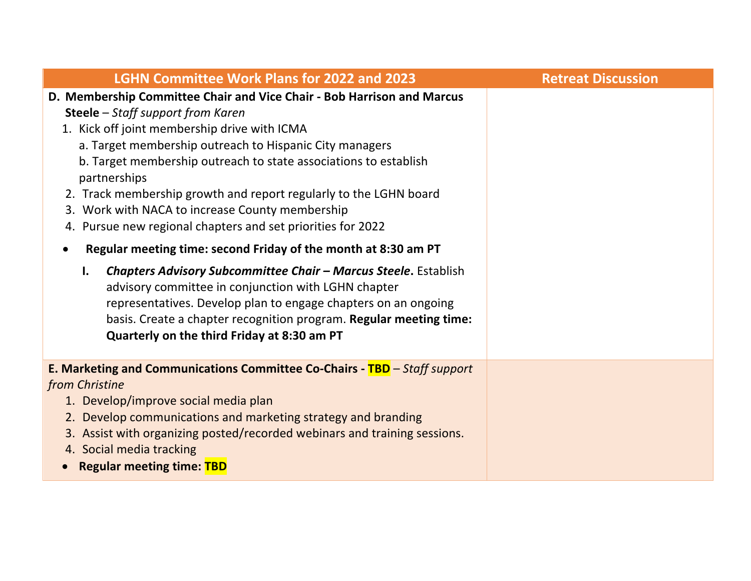| LGHN Committee Work Plans for 2022 and 2023 | Retreat Discussion |
| --- | --- |
| **D. Membership Committee Chair and Vice Chair - Bob Harrison and Marcus Steele** – *Staff support from Karen*<br>1. Kick off joint membership drive with ICMA<br>a. Target membership outreach to Hispanic City managers<br>b. Target membership outreach to state associations to establish partnerships<br>2. Track membership growth and report regularly to the LGHN board<br>3. Work with NACA to increase County membership<br>4. Pursue new regional chapters and set priorities for 2022<br>• **Regular meeting time: second Friday of the month at 8:30 am PT**<br>**I.** ***Chapters Advisory Subcommittee Chair – Marcus Steele*.** Establish advisory committee in conjunction with LGHN chapter representatives. Develop plan to engage chapters on an ongoing basis. Create a chapter recognition program. **Regular meeting time: Quarterly on the third Friday at 8:30 am PT** | |
| **E. Marketing and Communications Committee Co-Chairs - TBD** – *Staff support from Christine*<br>1. Develop/improve social media plan<br>2. Develop communications and marketing strategy and branding<br>3. Assist with organizing posted/recorded webinars and training sessions.<br>4. Social media tracking<br>• **Regular meeting time: TBD** | |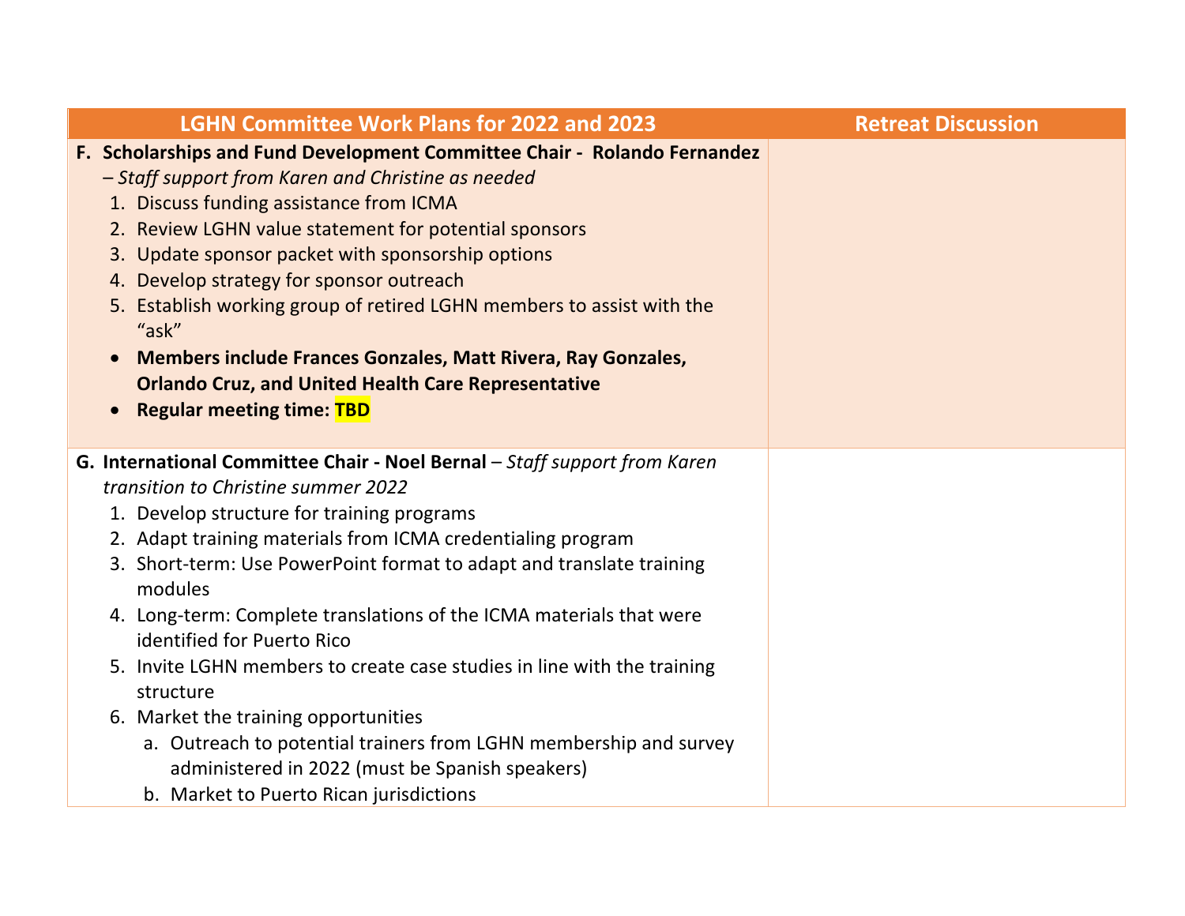| LGHN Committee Work Plans for 2022 and 2023 | Retreat Discussion |
|---|---|
| **F. Scholarships and Fund Development Committee Chair - Rolando Fernandez** – *Staff support from Karen and Christine as needed*<br>1. Discuss funding assistance from ICMA<br>2. Review LGHN value statement for potential sponsors<br>3. Update sponsor packet with sponsorship options<br>4. Develop strategy for sponsor outreach<br>5. Establish working group of retired LGHN members to assist with the "ask"<br>• **Members include Frances Gonzales, Matt Rivera, Ray Gonzales, Orlando Cruz, and United Health Care Representative**<br>• **Regular meeting time: TBD** | |
| **G. International Committee Chair - Noel Bernal** – *Staff support from Karen transition to Christine summer 2022*<br>1. Develop structure for training programs<br>2. Adapt training materials from ICMA credentialing program<br>3. Short-term: Use PowerPoint format to adapt and translate training modules<br>4. Long-term: Complete translations of the ICMA materials that were identified for Puerto Rico<br>5. Invite LGHN members to create case studies in line with the training structure<br>6. Market the training opportunities<br>a. Outreach to potential trainers from LGHN membership and survey administered in 2022 (must be Spanish speakers)<br>b. Market to Puerto Rican jurisdictions | |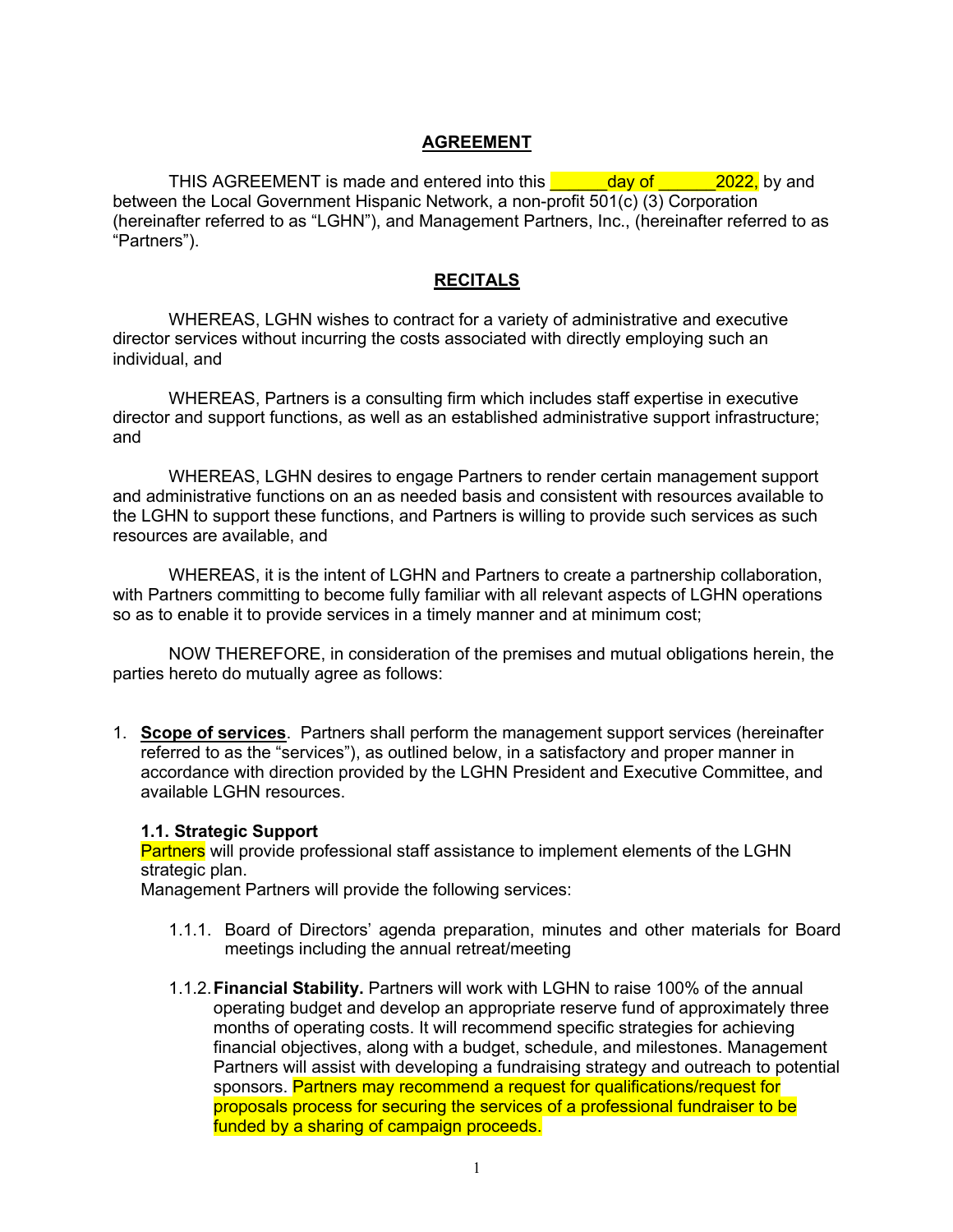## AGREEMENT

THIS AGREEMENT is made and entered into this ______day of ______2022, by and between the Local Government Hispanic Network, a non-profit 501(c) (3) Corporation (hereinafter referred to as "LGHN"), and Management Partners, Inc., (hereinafter referred to as "Partners").

## RECITALS

WHEREAS, LGHN wishes to contract for a variety of administrative and executive director services without incurring the costs associated with directly employing such an individual, and

WHEREAS, Partners is a consulting firm which includes staff expertise in executive director and support functions, as well as an established administrative support infrastructure; and

WHEREAS, LGHN desires to engage Partners to render certain management support and administrative functions on an as needed basis and consistent with resources available to the LGHN to support these functions, and Partners is willing to provide such services as such resources are available, and

WHEREAS, it is the intent of LGHN and Partners to create a partnership collaboration, with Partners committing to become fully familiar with all relevant aspects of LGHN operations so as to enable it to provide services in a timely manner and at minimum cost;

NOW THEREFORE, in consideration of the premises and mutual obligations herein, the parties hereto do mutually agree as follows:

1. **Scope of services**. Partners shall perform the management support services (hereinafter referred to as the "services"), as outlined below, in a satisfactory and proper manner in accordance with direction provided by the LGHN President and Executive Committee, and available LGHN resources.

   **1.1. Strategic Support**
   Partners will provide professional staff assistance to implement elements of the LGHN strategic plan.
   Management Partners will provide the following services:

   1.1.1. Board of Directors' agenda preparation, minutes and other materials for Board meetings including the annual retreat/meeting

   1.1.2. **Financial Stability.** Partners will work with LGHN to raise 100% of the annual operating budget and develop an appropriate reserve fund of approximately three months of operating costs. It will recommend specific strategies for achieving financial objectives, along with a budget, schedule, and milestones. Management Partners will assist with developing a fundraising strategy and outreach to potential sponsors. Partners may recommend a request for qualifications/request for proposals process for securing the services of a professional fundraiser to be funded by a sharing of campaign proceeds.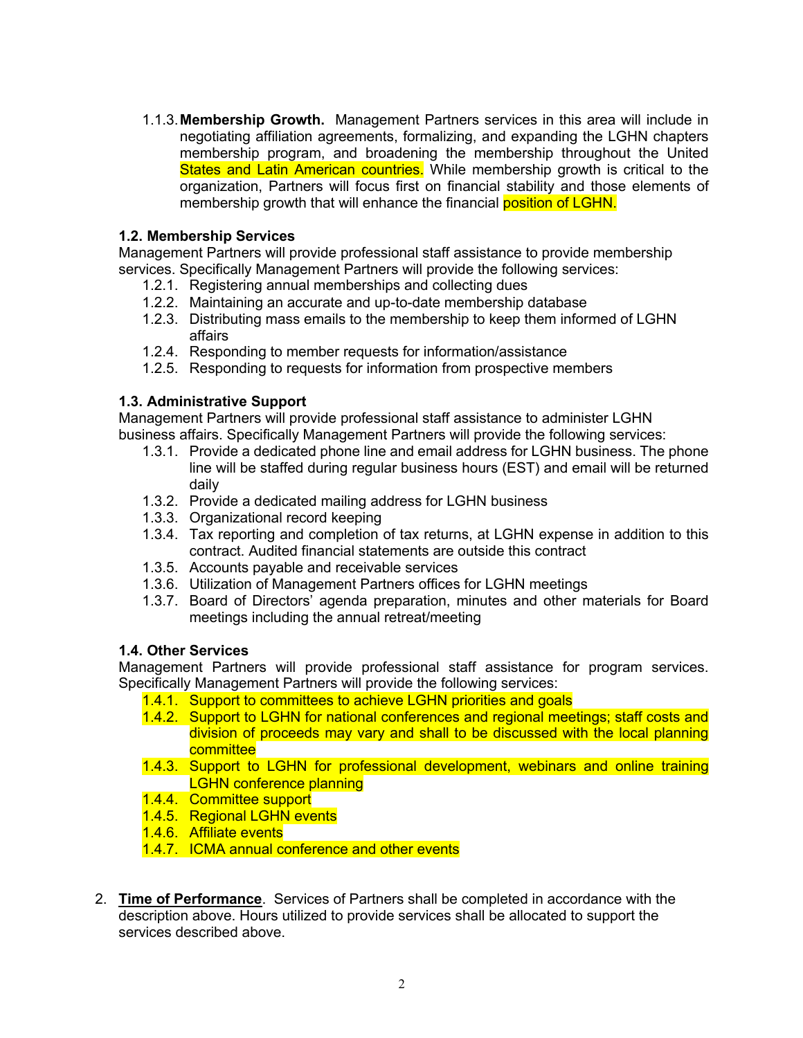1.1.3. **Membership Growth.** Management Partners services in this area will include in negotiating affiliation agreements, formalizing, and expanding the LGHN chapters membership program, and broadening the membership throughout the United States and Latin American countries. While membership growth is critical to the organization, Partners will focus first on financial stability and those elements of membership growth that will enhance the financial position of LGHN.

**1.2. Membership Services**

Management Partners will provide professional staff assistance to provide membership services. Specifically Management Partners will provide the following services:

- 1.2.1. Registering annual memberships and collecting dues
- 1.2.2. Maintaining an accurate and up-to-date membership database
- 1.2.3. Distributing mass emails to the membership to keep them informed of LGHN affairs
- 1.2.4. Responding to member requests for information/assistance
- 1.2.5. Responding to requests for information from prospective members

**1.3. Administrative Support**

Management Partners will provide professional staff assistance to administer LGHN business affairs. Specifically Management Partners will provide the following services:

- 1.3.1. Provide a dedicated phone line and email address for LGHN business. The phone line will be staffed during regular business hours (EST) and email will be returned daily
- 1.3.2. Provide a dedicated mailing address for LGHN business
- 1.3.3. Organizational record keeping
- 1.3.4. Tax reporting and completion of tax returns, at LGHN expense in addition to this contract. Audited financial statements are outside this contract
- 1.3.5. Accounts payable and receivable services
- 1.3.6. Utilization of Management Partners offices for LGHN meetings
- 1.3.7. Board of Directors' agenda preparation, minutes and other materials for Board meetings including the annual retreat/meeting

**1.4. Other Services**

Management Partners will provide professional staff assistance for program services. Specifically Management Partners will provide the following services:

- 1.4.1. Support to committees to achieve LGHN priorities and goals
- 1.4.2. Support to LGHN for national conferences and regional meetings; staff costs and division of proceeds may vary and shall to be discussed with the local planning committee
- 1.4.3. Support to LGHN for professional development, webinars and online training LGHN conference planning
- 1.4.4. Committee support
- 1.4.5. Regional LGHN events
- 1.4.6. Affiliate events
- 1.4.7. ICMA annual conference and other events

2. **Time of Performance**. Services of Partners shall be completed in accordance with the description above. Hours utilized to provide services shall be allocated to support the services described above.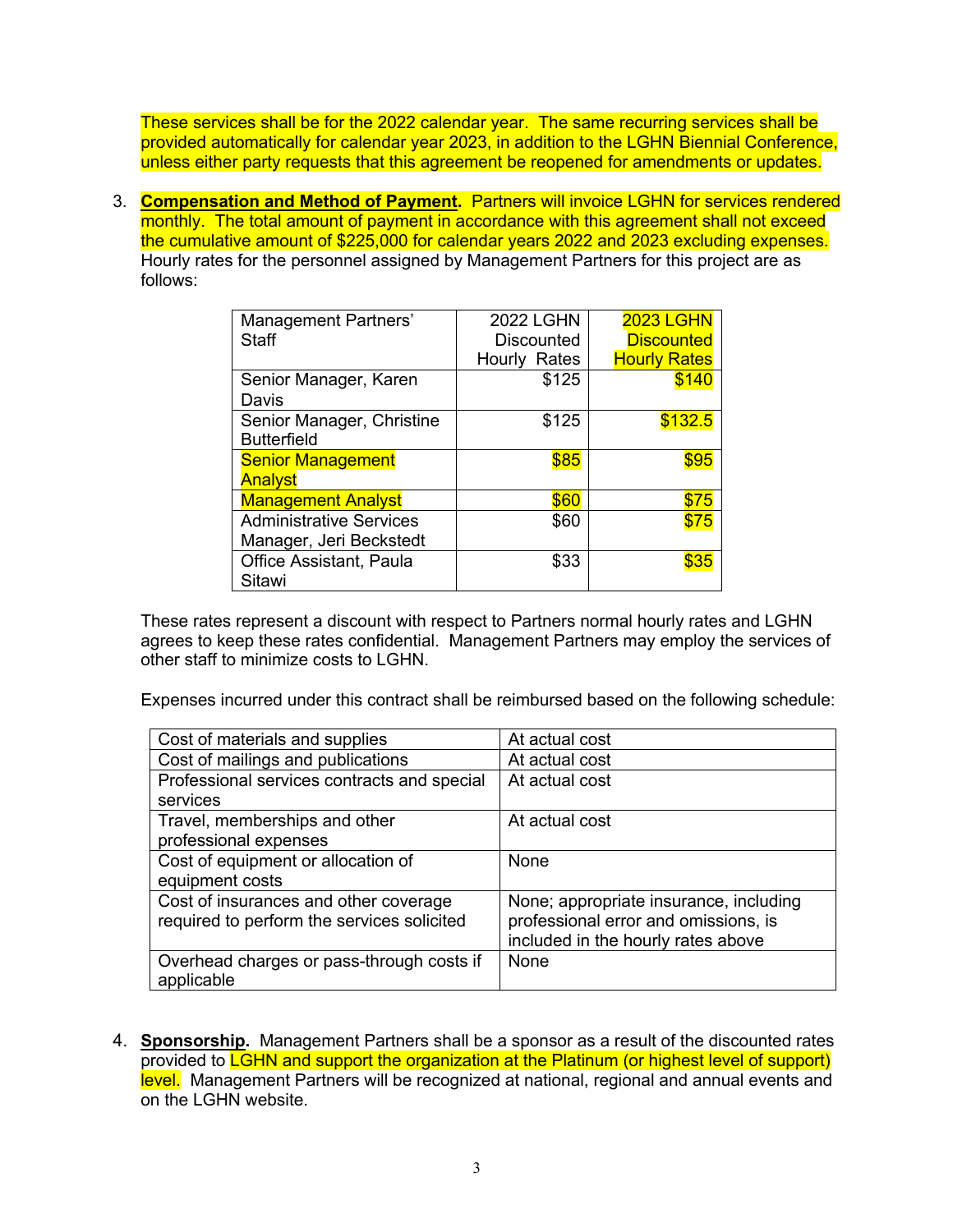These services shall be for the 2022 calendar year. The same recurring services shall be provided automatically for calendar year 2023, in addition to the LGHN Biennial Conference, unless either party requests that this agreement be reopened for amendments or updates.

3. **Compensation and Method of Payment.** Partners will invoice LGHN for services rendered monthly. The total amount of payment in accordance with this agreement shall not exceed the cumulative amount of $225,000 for calendar years 2022 and 2023 excluding expenses. Hourly rates for the personnel assigned by Management Partners for this project are as follows:

| Management Partners' Staff | 2022 LGHN Discounted Hourly Rates | 2023 LGHN Discounted Hourly Rates |
|---|---|---|
| Senior Manager, Karen Davis | $125 | $140 |
| Senior Manager, Christine Butterfield | $125 | $132.5 |
| Senior Management Analyst | $85 | $95 |
| Management Analyst | $60 | $75 |
| Administrative Services Manager, Jeri Beckstedt | $60 | $75 |
| Office Assistant, Paula Sitawi | $33 | $35 |

These rates represent a discount with respect to Partners normal hourly rates and LGHN agrees to keep these rates confidential. Management Partners may employ the services of other staff to minimize costs to LGHN.

Expenses incurred under this contract shall be reimbursed based on the following schedule:

| | |
|---|---|
| Cost of materials and supplies | At actual cost |
| Cost of mailings and publications | At actual cost |
| Professional services contracts and special services | At actual cost |
| Travel, memberships and other professional expenses | At actual cost |
| Cost of equipment or allocation of equipment costs | None |
| Cost of insurances and other coverage required to perform the services solicited | None; appropriate insurance, including professional error and omissions, is included in the hourly rates above |
| Overhead charges or pass-through costs if applicable | None |

4. **Sponsorship.** Management Partners shall be a sponsor as a result of the discounted rates provided to LGHN and support the organization at the Platinum (or highest level of support) level. Management Partners will be recognized at national, regional and annual events and on the LGHN website.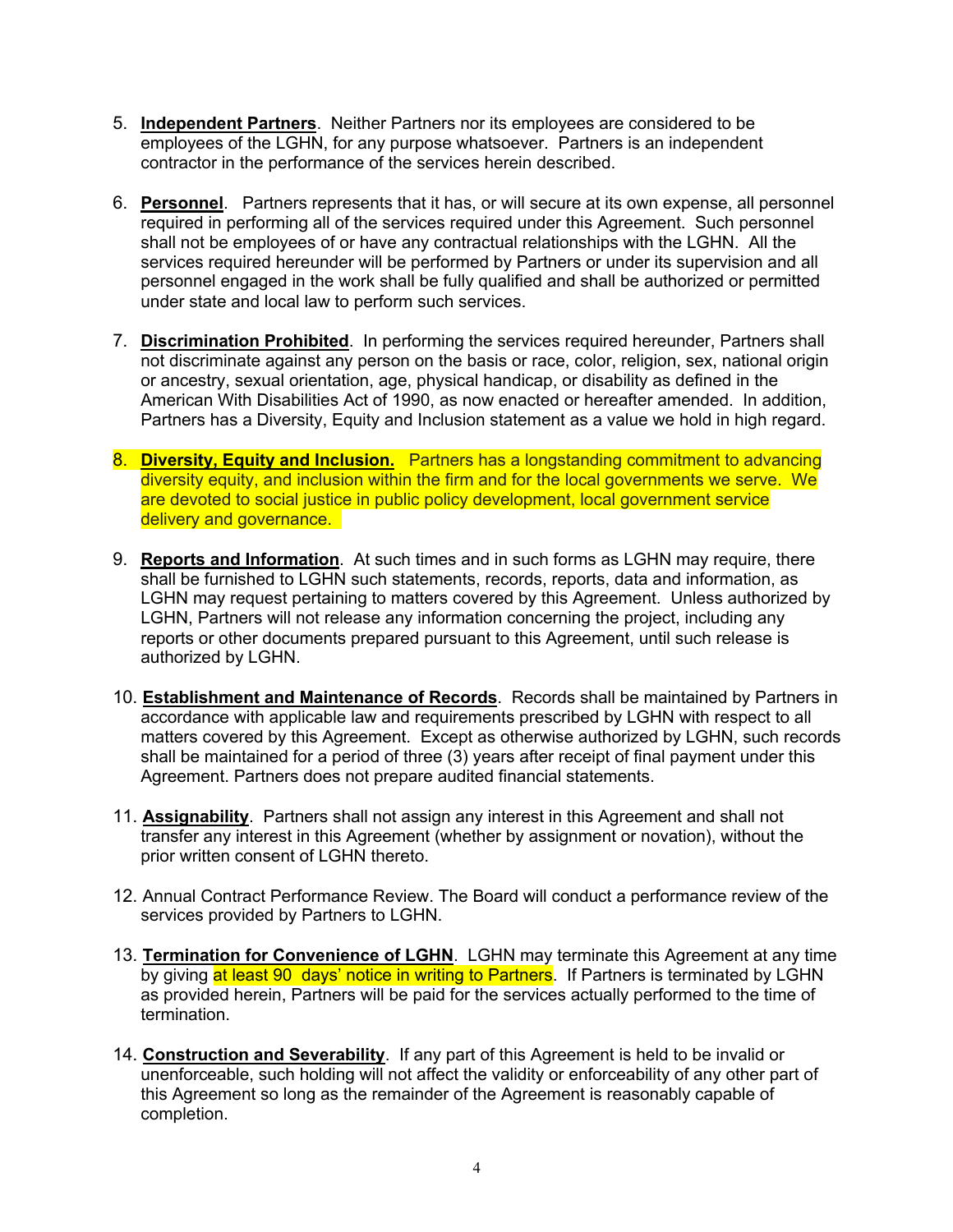5. **Independent Partners**. Neither Partners nor its employees are considered to be employees of the LGHN, for any purpose whatsoever. Partners is an independent contractor in the performance of the services herein described.

6. **Personnel**. Partners represents that it has, or will secure at its own expense, all personnel required in performing all of the services required under this Agreement. Such personnel shall not be employees of or have any contractual relationships with the LGHN. All the services required hereunder will be performed by Partners or under its supervision and all personnel engaged in the work shall be fully qualified and shall be authorized or permitted under state and local law to perform such services.

7. **Discrimination Prohibited**. In performing the services required hereunder, Partners shall not discriminate against any person on the basis or race, color, religion, sex, national origin or ancestry, sexual orientation, age, physical handicap, or disability as defined in the American With Disabilities Act of 1990, as now enacted or hereafter amended. In addition, Partners has a Diversity, Equity and Inclusion statement as a value we hold in high regard.

8. **Diversity, Equity and Inclusion.** Partners has a longstanding commitment to advancing diversity equity, and inclusion within the firm and for the local governments we serve. We are devoted to social justice in public policy development, local government service delivery and governance.

9. **Reports and Information**. At such times and in such forms as LGHN may require, there shall be furnished to LGHN such statements, records, reports, data and information, as LGHN may request pertaining to matters covered by this Agreement. Unless authorized by LGHN, Partners will not release any information concerning the project, including any reports or other documents prepared pursuant to this Agreement, until such release is authorized by LGHN.

10. **Establishment and Maintenance of Records**. Records shall be maintained by Partners in accordance with applicable law and requirements prescribed by LGHN with respect to all matters covered by this Agreement. Except as otherwise authorized by LGHN, such records shall be maintained for a period of three (3) years after receipt of final payment under this Agreement. Partners does not prepare audited financial statements.

11. **Assignability**. Partners shall not assign any interest in this Agreement and shall not transfer any interest in this Agreement (whether by assignment or novation), without the prior written consent of LGHN thereto.

12. Annual Contract Performance Review. The Board will conduct a performance review of the services provided by Partners to LGHN.

13. **Termination for Convenience of LGHN**. LGHN may terminate this Agreement at any time by giving at least 90 days' notice in writing to Partners. If Partners is terminated by LGHN as provided herein, Partners will be paid for the services actually performed to the time of termination.

14. **Construction and Severability**. If any part of this Agreement is held to be invalid or unenforceable, such holding will not affect the validity or enforceability of any other part of this Agreement so long as the remainder of the Agreement is reasonably capable of completion.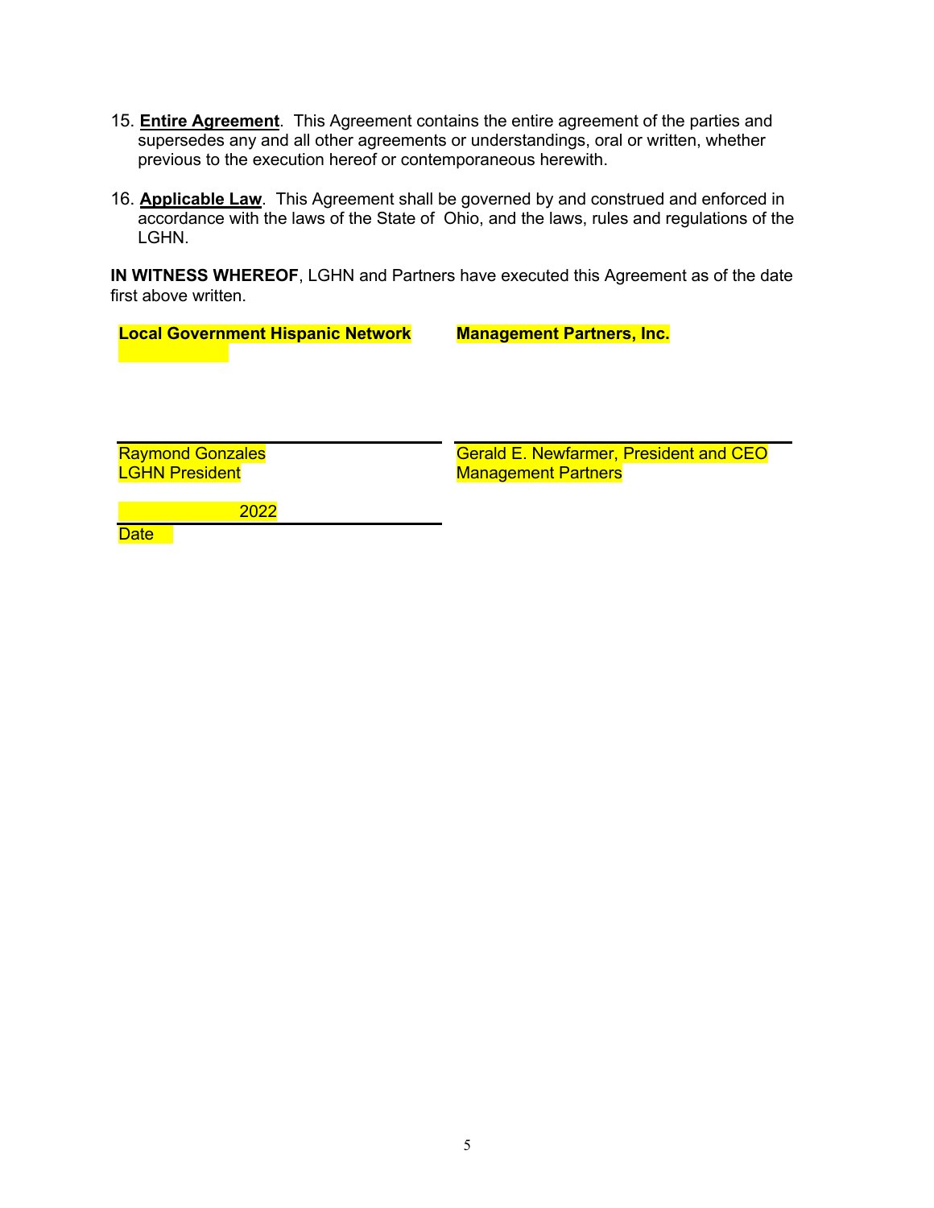15. **Entire Agreement**. This Agreement contains the entire agreement of the parties and supersedes any and all other agreements or understandings, oral or written, whether previous to the execution hereof or contemporaneous herewith.

16. **Applicable Law**. This Agreement shall be governed by and construed and enforced in accordance with the laws of the State of Ohio, and the laws, rules and regulations of the LGHN.

**IN WITNESS WHEREOF**, LGHN and Partners have executed this Agreement as of the date first above written.

**Local Government Hispanic Network**

______________________________
Raymond Gonzales
LGHN President

2022
______________________________
Date

**Management Partners, Inc.**

______________________________
Gerald E. Newfarmer, President and CEO
Management Partners